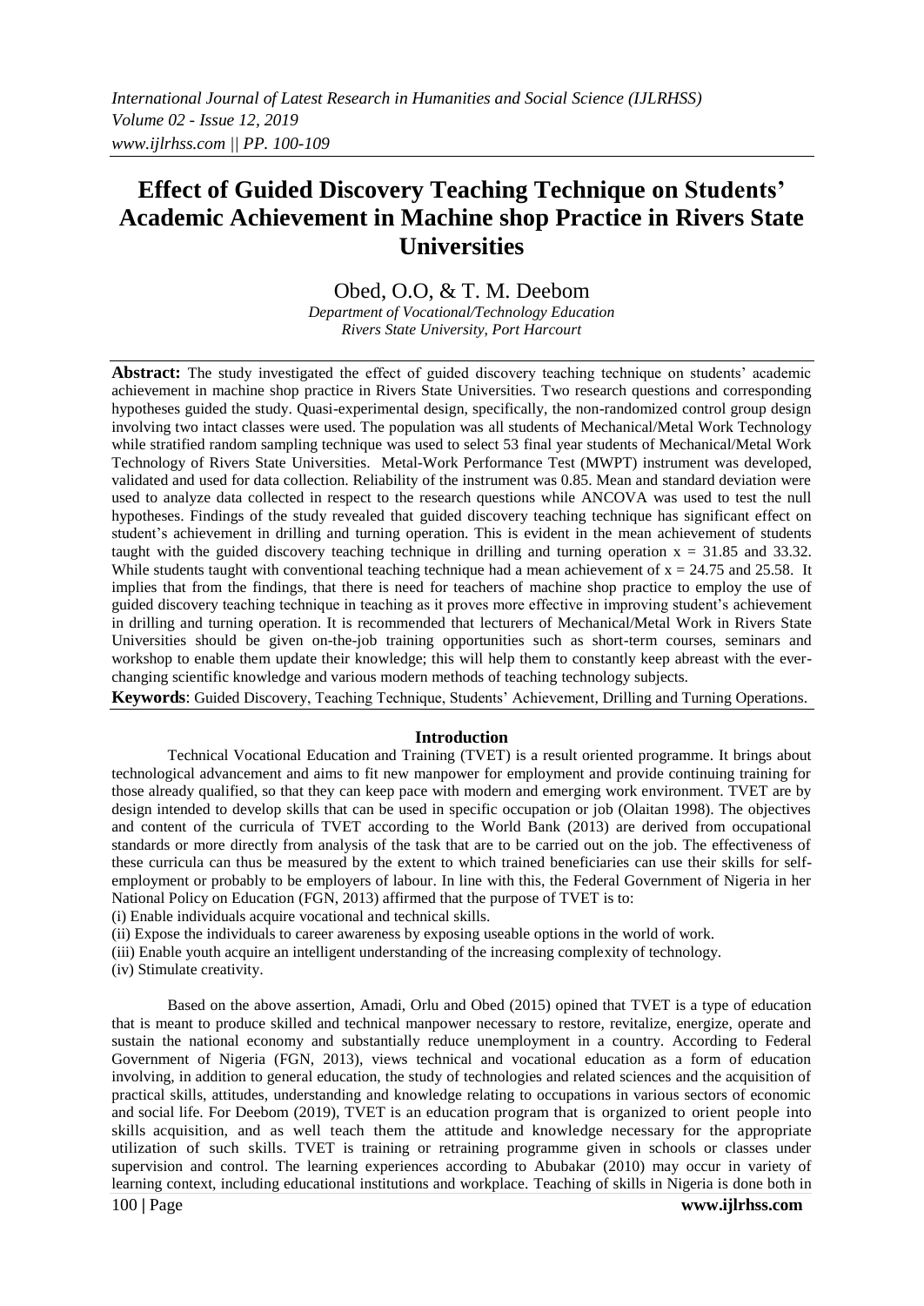# Effect of Guided Discovery Teaching Technique on Students' Academic Achievement in Machine shop Practice in Rivers State Universities

Obed, O.O, & T. M. Deebom

*Department of Vocational/Technology Education*
*Rivers State University, Port Harcourt*

**Abstract:** The study investigated the effect of guided discovery teaching technique on students' academic achievement in machine shop practice in Rivers State Universities. Two research questions and corresponding hypotheses guided the study. Quasi-experimental design, specifically, the non-randomized control group design involving two intact classes were used. The population was all students of Mechanical/Metal Work Technology while stratified random sampling technique was used to select 53 final year students of Mechanical/Metal Work Technology of Rivers State Universities. Metal-Work Performance Test (MWPT) instrument was developed, validated and used for data collection. Reliability of the instrument was 0.85. Mean and standard deviation were used to analyze data collected in respect to the research questions while ANCOVA was used to test the null hypotheses. Findings of the study revealed that guided discovery teaching technique has significant effect on student's achievement in drilling and turning operation. This is evident in the mean achievement of students taught with the guided discovery teaching technique in drilling and turning operation $x = 31.85$ and $33.32$. While students taught with conventional teaching technique had a mean achievement of $x = 24.75$ and $25.58$. It implies that from the findings, that there is need for teachers of machine shop practice to employ the use of guided discovery teaching technique in teaching as it proves more effective in improving student's achievement in drilling and turning operation. It is recommended that lecturers of Mechanical/Metal Work in Rivers State Universities should be given on-the-job training opportunities such as short-term courses, seminars and workshop to enable them update their knowledge; this will help them to constantly keep abreast with the ever-changing scientific knowledge and various modern methods of teaching technology subjects.

**Keywords**: Guided Discovery, Teaching Technique, Students' Achievement, Drilling and Turning Operations.

## Introduction

Technical Vocational Education and Training (TVET) is a result oriented programme. It brings about technological advancement and aims to fit new manpower for employment and provide continuing training for those already qualified, so that they can keep pace with modern and emerging work environment. TVET are by design intended to develop skills that can be used in specific occupation or job (Olaitan 1998). The objectives and content of the curricula of TVET according to the World Bank (2013) are derived from occupational standards or more directly from analysis of the task that are to be carried out on the job. The effectiveness of these curricula can thus be measured by the extent to which trained beneficiaries can use their skills for self-employment or probably to be employers of labour. In line with this, the Federal Government of Nigeria in her National Policy on Education (FGN, 2013) affirmed that the purpose of TVET is to:

(i) Enable individuals acquire vocational and technical skills.

(ii) Expose the individuals to career awareness by exposing useable options in the world of work.

(iii) Enable youth acquire an intelligent understanding of the increasing complexity of technology.

(iv) Stimulate creativity.

Based on the above assertion, Amadi, Orlu and Obed (2015) opined that TVET is a type of education that is meant to produce skilled and technical manpower necessary to restore, revitalize, energize, operate and sustain the national economy and substantially reduce unemployment in a country. According to Federal Government of Nigeria (FGN, 2013), views technical and vocational education as a form of education involving, in addition to general education, the study of technologies and related sciences and the acquisition of practical skills, attitudes, understanding and knowledge relating to occupations in various sectors of economic and social life. For Deebom (2019), TVET is an education program that is organized to orient people into skills acquisition, and as well teach them the attitude and knowledge necessary for the appropriate utilization of such skills. TVET is training or retraining programme given in schools or classes under supervision and control. The learning experiences according to Abubakar (2010) may occur in variety of learning context, including educational institutions and workplace. Teaching of skills in Nigeria is done both in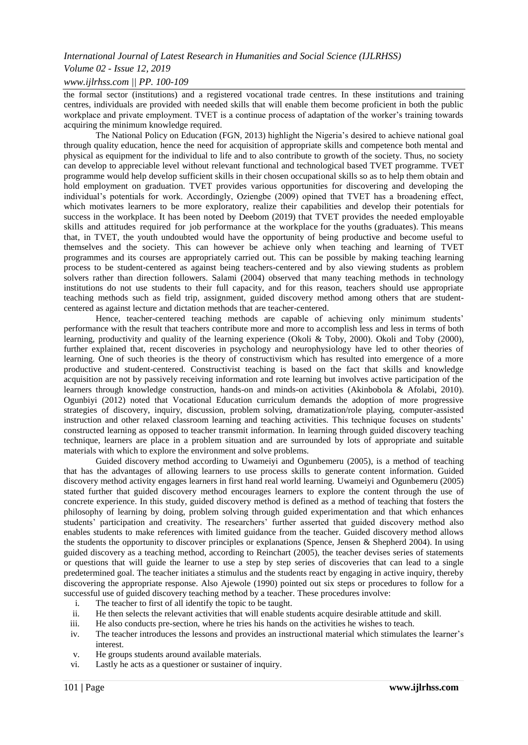the formal sector (institutions) and a registered vocational trade centres. In these institutions and training centres, individuals are provided with needed skills that will enable them become proficient in both the public workplace and private employment. TVET is a continue process of adaptation of the worker's training towards acquiring the minimum knowledge required.

The National Policy on Education (FGN, 2013) highlight the Nigeria's desired to achieve national goal through quality education, hence the need for acquisition of appropriate skills and competence both mental and physical as equipment for the individual to life and to also contribute to growth of the society. Thus, no society can develop to appreciable level without relevant functional and technological based TVET programme. TVET programme would help develop sufficient skills in their chosen occupational skills so as to help them obtain and hold employment on graduation. TVET provides various opportunities for discovering and developing the individual's potentials for work. Accordingly, Oziengbe (2009) opined that TVET has a broadening effect, which motivates learners to be more exploratory, realize their capabilities and develop their potentials for success in the workplace. It has been noted by Deebom (2019) that TVET provides the needed employable skills and attitudes required for job performance at the workplace for the youths (graduates). This means that, in TVET, the youth undoubted would have the opportunity of being productive and become useful to themselves and the society. This can however be achieve only when teaching and learning of TVET programmes and its courses are appropriately carried out. This can be possible by making teaching learning process to be student-centered as against being teachers-centered and by also viewing students as problem solvers rather than direction followers. Salami (2004) observed that many teaching methods in technology institutions do not use students to their full capacity, and for this reason, teachers should use appropriate teaching methods such as field trip, assignment, guided discovery method among others that are student-centered as against lecture and dictation methods that are teacher-centered.

Hence, teacher-centered teaching methods are capable of achieving only minimum students' performance with the result that teachers contribute more and more to accomplish less and less in terms of both learning, productivity and quality of the learning experience (Okoli & Toby, 2000). Okoli and Toby (2000), further explained that, recent discoveries in psychology and neurophysiology have led to other theories of learning. One of such theories is the theory of constructivism which has resulted into emergence of a more productive and student-centered. Constructivist teaching is based on the fact that skills and knowledge acquisition are not by passively receiving information and rote learning but involves active participation of the learners through knowledge construction, hands-on and minds-on activities (Akinbobola & Afolabi, 2010). Ogunbiyi (2012) noted that Vocational Education curriculum demands the adoption of more progressive strategies of discovery, inquiry, discussion, problem solving, dramatization/role playing, computer-assisted instruction and other relaxed classroom learning and teaching activities. This technique focuses on students' constructed learning as opposed to teacher transmit information. In learning through guided discovery teaching technique, learners are place in a problem situation and are surrounded by lots of appropriate and suitable materials with which to explore the environment and solve problems.

Guided discovery method according to Uwameiyi and Ogunbemeru (2005), is a method of teaching that has the advantages of allowing learners to use process skills to generate content information. Guided discovery method activity engages learners in first hand real world learning. Uwameiyi and Ogunbemeru (2005) stated further that guided discovery method encourages learners to explore the content through the use of concrete experience. In this study, guided discovery method is defined as a method of teaching that fosters the philosophy of learning by doing, problem solving through guided experimentation and that which enhances students' participation and creativity. The researchers' further asserted that guided discovery method also enables students to make references with limited guidance from the teacher. Guided discovery method allows the students the opportunity to discover principles or explanations (Spence, Jensen & Shepherd 2004). In using guided discovery as a teaching method, according to Reinchart (2005), the teacher devises series of statements or questions that will guide the learner to use a step by step series of discoveries that can lead to a single predetermined goal. The teacher initiates a stimulus and the students react by engaging in active inquiry, thereby discovering the appropriate response. Also Ajewole (1990) pointed out six steps or procedures to follow for a successful use of guided discovery teaching method by a teacher. These procedures involve:

i. The teacher to first of all identify the topic to be taught.
ii. He then selects the relevant activities that will enable students acquire desirable attitude and skill.
iii. He also conducts pre-section, where he tries his hands on the activities he wishes to teach.
iv. The teacher introduces the lessons and provides an instructional material which stimulates the learner's interest.
v. He groups students around available materials.
vi. Lastly he acts as a questioner or sustainer of inquiry.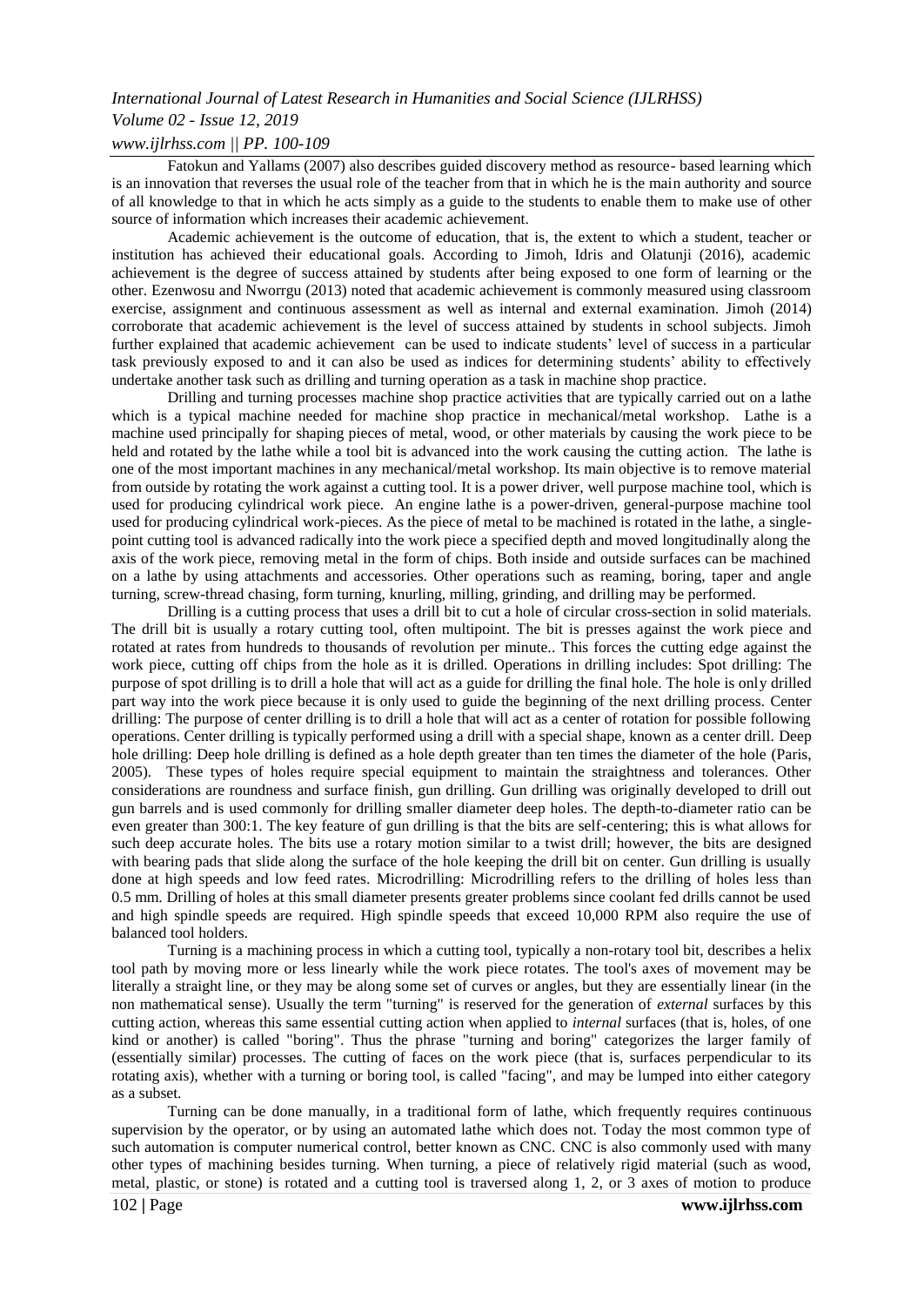Fatokun and Yallams (2007) also describes guided discovery method as resource- based learning which is an innovation that reverses the usual role of the teacher from that in which he is the main authority and source of all knowledge to that in which he acts simply as a guide to the students to enable them to make use of other source of information which increases their academic achievement.

Academic achievement is the outcome of education, that is, the extent to which a student, teacher or institution has achieved their educational goals. According to Jimoh, Idris and Olatunji (2016), academic achievement is the degree of success attained by students after being exposed to one form of learning or the other. Ezenwosu and Nworrgu (2013) noted that academic achievement is commonly measured using classroom exercise, assignment and continuous assessment as well as internal and external examination. Jimoh (2014) corroborate that academic achievement is the level of success attained by students in school subjects. Jimoh further explained that academic achievement can be used to indicate students' level of success in a particular task previously exposed to and it can also be used as indices for determining students' ability to effectively undertake another task such as drilling and turning operation as a task in machine shop practice.

Drilling and turning processes machine shop practice activities that are typically carried out on a lathe which is a typical machine needed for machine shop practice in mechanical/metal workshop. Lathe is a machine used principally for shaping pieces of metal, wood, or other materials by causing the work piece to be held and rotated by the lathe while a tool bit is advanced into the work causing the cutting action. The lathe is one of the most important machines in any mechanical/metal workshop. Its main objective is to remove material from outside by rotating the work against a cutting tool. It is a power driver, well purpose machine tool, which is used for producing cylindrical work piece. An engine lathe is a power-driven, general-purpose machine tool used for producing cylindrical work-pieces. As the piece of metal to be machined is rotated in the lathe, a single-point cutting tool is advanced radically into the work piece a specified depth and moved longitudinally along the axis of the work piece, removing metal in the form of chips. Both inside and outside surfaces can be machined on a lathe by using attachments and accessories. Other operations such as reaming, boring, taper and angle turning, screw-thread chasing, form turning, knurling, milling, grinding, and drilling may be performed.

Drilling is a cutting process that uses a drill bit to cut a hole of circular cross-section in solid materials. The drill bit is usually a rotary cutting tool, often multipoint. The bit is presses against the work piece and rotated at rates from hundreds to thousands of revolution per minute.. This forces the cutting edge against the work piece, cutting off chips from the hole as it is drilled. Operations in drilling includes: Spot drilling: The purpose of spot drilling is to drill a hole that will act as a guide for drilling the final hole. The hole is only drilled part way into the work piece because it is only used to guide the beginning of the next drilling process. Center drilling: The purpose of center drilling is to drill a hole that will act as a center of rotation for possible following operations. Center drilling is typically performed using a drill with a special shape, known as a center drill. Deep hole drilling: Deep hole drilling is defined as a hole depth greater than ten times the diameter of the hole (Paris, 2005). These types of holes require special equipment to maintain the straightness and tolerances. Other considerations are roundness and surface finish, gun drilling. Gun drilling was originally developed to drill out gun barrels and is used commonly for drilling smaller diameter deep holes. The depth-to-diameter ratio can be even greater than 300:1. The key feature of gun drilling is that the bits are self-centering; this is what allows for such deep accurate holes. The bits use a rotary motion similar to a twist drill; however, the bits are designed with bearing pads that slide along the surface of the hole keeping the drill bit on center. Gun drilling is usually done at high speeds and low feed rates. Microdrilling: Microdrilling refers to the drilling of holes less than 0.5 mm. Drilling of holes at this small diameter presents greater problems since coolant fed drills cannot be used and high spindle speeds are required. High spindle speeds that exceed 10,000 RPM also require the use of balanced tool holders.

Turning is a machining process in which a cutting tool, typically a non-rotary tool bit, describes a helix tool path by moving more or less linearly while the work piece rotates. The tool's axes of movement may be literally a straight line, or they may be along some set of curves or angles, but they are essentially linear (in the non mathematical sense). Usually the term "turning" is reserved for the generation of *external* surfaces by this cutting action, whereas this same essential cutting action when applied to *internal* surfaces (that is, holes, of one kind or another) is called "boring". Thus the phrase "turning and boring" categorizes the larger family of (essentially similar) processes. The cutting of faces on the work piece (that is, surfaces perpendicular to its rotating axis), whether with a turning or boring tool, is called "facing", and may be lumped into either category as a subset.

Turning can be done manually, in a traditional form of lathe, which frequently requires continuous supervision by the operator, or by using an automated lathe which does not. Today the most common type of such automation is computer numerical control, better known as CNC. CNC is also commonly used with many other types of machining besides turning. When turning, a piece of relatively rigid material (such as wood, metal, plastic, or stone) is rotated and a cutting tool is traversed along 1, 2, or 3 axes of motion to produce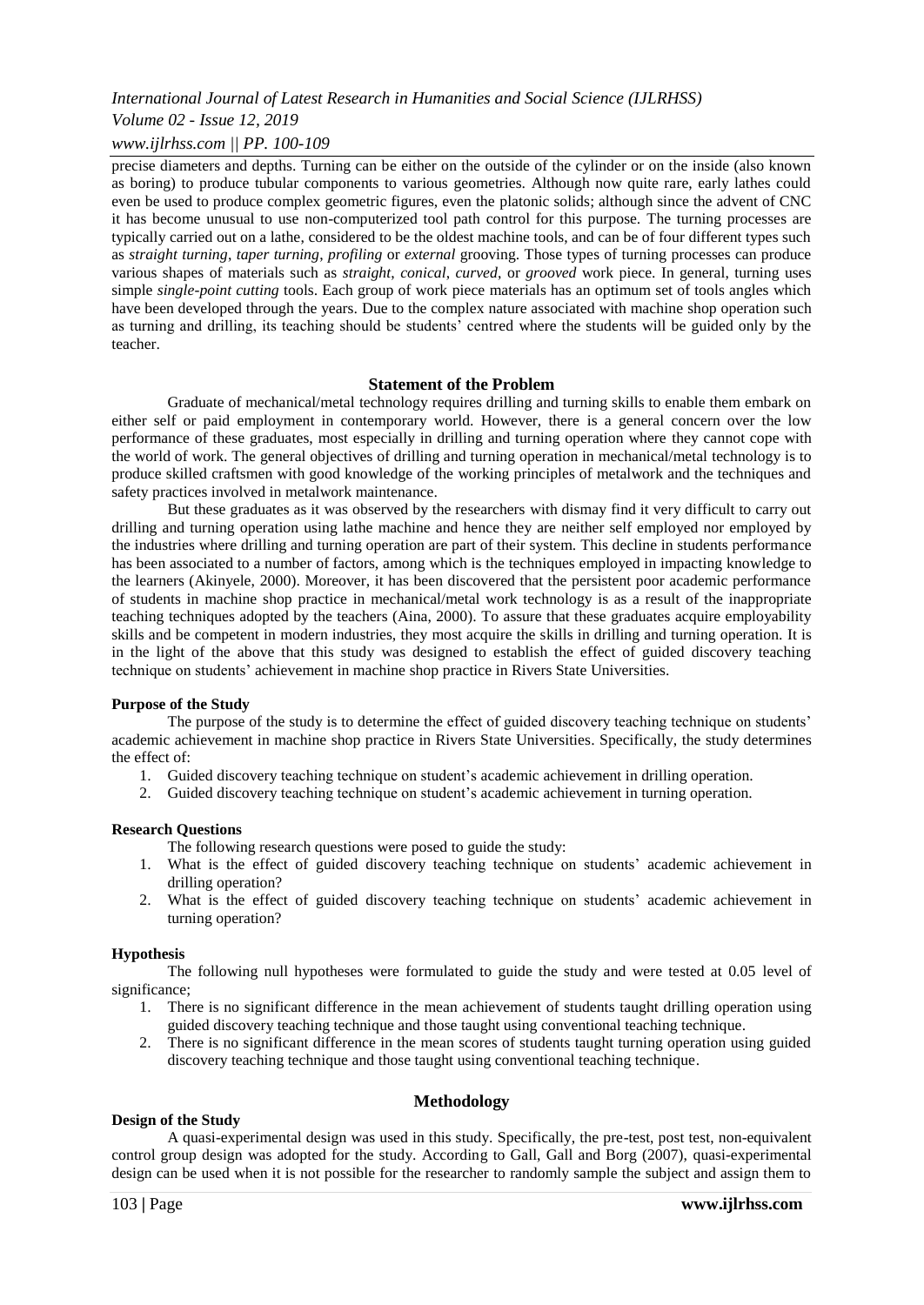precise diameters and depths. Turning can be either on the outside of the cylinder or on the inside (also known as boring) to produce tubular components to various geometries. Although now quite rare, early lathes could even be used to produce complex geometric figures, even the platonic solids; although since the advent of CNC it has become unusual to use non-computerized tool path control for this purpose. The turning processes are typically carried out on a lathe, considered to be the oldest machine tools, and can be of four different types such as *straight turning*, *taper turning*, *profiling* or *external* grooving. Those types of turning processes can produce various shapes of materials such as *straight*, *conical*, *curved*, or *grooved* work piece. In general, turning uses simple *single-point cutting* tools. Each group of work piece materials has an optimum set of tools angles which have been developed through the years. Due to the complex nature associated with machine shop operation such as turning and drilling, its teaching should be students' centred where the students will be guided only by the teacher.

## Statement of the Problem

Graduate of mechanical/metal technology requires drilling and turning skills to enable them embark on either self or paid employment in contemporary world. However, there is a general concern over the low performance of these graduates, most especially in drilling and turning operation where they cannot cope with the world of work. The general objectives of drilling and turning operation in mechanical/metal technology is to produce skilled craftsmen with good knowledge of the working principles of metalwork and the techniques and safety practices involved in metalwork maintenance.

But these graduates as it was observed by the researchers with dismay find it very difficult to carry out drilling and turning operation using lathe machine and hence they are neither self employed nor employed by the industries where drilling and turning operation are part of their system. This decline in students performance has been associated to a number of factors, among which is the techniques employed in impacting knowledge to the learners (Akinyele, 2000). Moreover, it has been discovered that the persistent poor academic performance of students in machine shop practice in mechanical/metal work technology is as a result of the inappropriate teaching techniques adopted by the teachers (Aina, 2000). To assure that these graduates acquire employability skills and be competent in modern industries, they most acquire the skills in drilling and turning operation. It is in the light of the above that this study was designed to establish the effect of guided discovery teaching technique on students' achievement in machine shop practice in Rivers State Universities.

### Purpose of the Study

The purpose of the study is to determine the effect of guided discovery teaching technique on students' academic achievement in machine shop practice in Rivers State Universities. Specifically, the study determines the effect of:

1. Guided discovery teaching technique on student's academic achievement in drilling operation.
2. Guided discovery teaching technique on student's academic achievement in turning operation.

### Research Questions

The following research questions were posed to guide the study:

1. What is the effect of guided discovery teaching technique on students' academic achievement in drilling operation?
2. What is the effect of guided discovery teaching technique on students' academic achievement in turning operation?

### Hypothesis

The following null hypotheses were formulated to guide the study and were tested at 0.05 level of significance;

1. There is no significant difference in the mean achievement of students taught drilling operation using guided discovery teaching technique and those taught using conventional teaching technique.
2. There is no significant difference in the mean scores of students taught turning operation using guided discovery teaching technique and those taught using conventional teaching technique.

## Methodology

### Design of the Study

A quasi-experimental design was used in this study. Specifically, the pre-test, post test, non-equivalent control group design was adopted for the study. According to Gall, Gall and Borg (2007), quasi-experimental design can be used when it is not possible for the researcher to randomly sample the subject and assign them to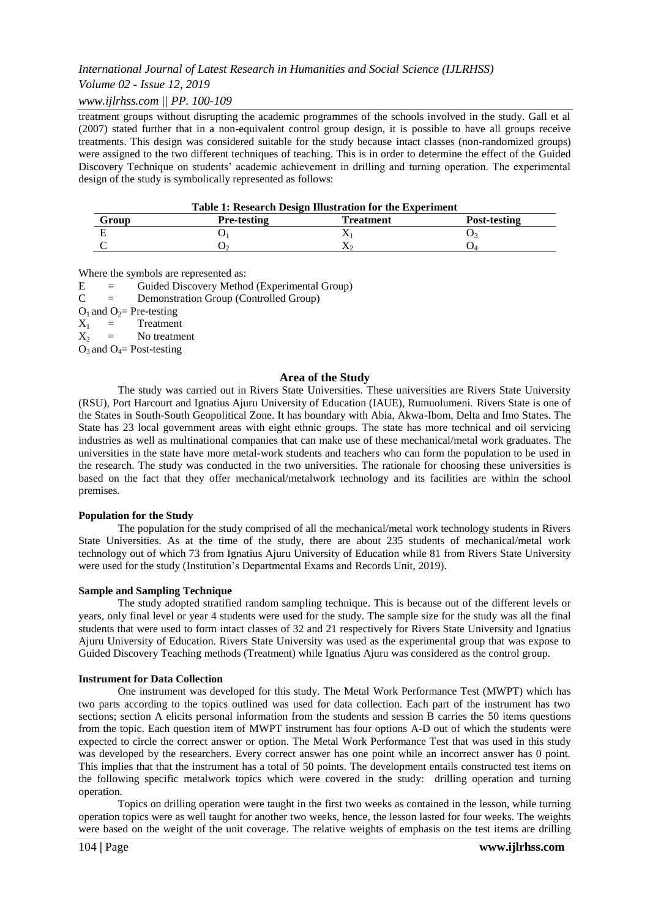treatment groups without disrupting the academic programmes of the schools involved in the study. Gall et al (2007) stated further that in a non-equivalent control group design, it is possible to have all groups receive treatments. This design was considered suitable for the study because intact classes (non-randomized groups) were assigned to the two different techniques of teaching. This is in order to determine the effect of the Guided Discovery Technique on students' academic achievement in drilling and turning operation. The experimental design of the study is symbolically represented as follows:

**Table 1: Research Design Illustration for the Experiment**

| Group | Pre-testing | Treatment | Post-testing |
|---|---|---|---|
| E | $O_1$ | $X_1$ | $O_3$ |
| C | $O_2$ | $X_2$ | $O_4$ |

Where the symbols are represented as:

E = Guided Discovery Method (Experimental Group)

C = Demonstration Group (Controlled Group)

$O_1$ and $O_2$= Pre-testing

$X_1$ = Treatment

$X_2$ = No treatment

$O_3$ and $O_4$= Post-testing

## Area of the Study

The study was carried out in Rivers State Universities. These universities are Rivers State University (RSU), Port Harcourt and Ignatius Ajuru University of Education (IAUE), Rumuolumeni. Rivers State is one of the States in South-South Geopolitical Zone. It has boundary with Abia, Akwa-Ibom, Delta and Imo States. The State has 23 local government areas with eight ethnic groups. The state has more technical and oil servicing industries as well as multinational companies that can make use of these mechanical/metal work graduates. The universities in the state have more metal-work students and teachers who can form the population to be used in the research. The study was conducted in the two universities. The rationale for choosing these universities is based on the fact that they offer mechanical/metalwork technology and its facilities are within the school premises.

### Population for the Study

The population for the study comprised of all the mechanical/metal work technology students in Rivers State Universities. As at the time of the study, there are about 235 students of mechanical/metal work technology out of which 73 from Ignatius Ajuru University of Education while 81 from Rivers State University were used for the study (Institution's Departmental Exams and Records Unit, 2019).

### Sample and Sampling Technique

The study adopted stratified random sampling technique. This is because out of the different levels or years, only final level or year 4 students were used for the study. The sample size for the study was all the final students that were used to form intact classes of 32 and 21 respectively for Rivers State University and Ignatius Ajuru University of Education. Rivers State University was used as the experimental group that was expose to Guided Discovery Teaching methods (Treatment) while Ignatius Ajuru was considered as the control group.

### Instrument for Data Collection

One instrument was developed for this study. The Metal Work Performance Test (MWPT) which has two parts according to the topics outlined was used for data collection. Each part of the instrument has two sections; section A elicits personal information from the students and session B carries the 50 items questions from the topic. Each question item of MWPT instrument has four options A-D out of which the students were expected to circle the correct answer or option. The Metal Work Performance Test that was used in this study was developed by the researchers. Every correct answer has one point while an incorrect answer has 0 point. This implies that that the instrument has a total of 50 points. The development entails constructed test items on the following specific metalwork topics which were covered in the study: drilling operation and turning operation.

Topics on drilling operation were taught in the first two weeks as contained in the lesson, while turning operation topics were as well taught for another two weeks, hence, the lesson lasted for four weeks. The weights were based on the weight of the unit coverage. The relative weights of emphasis on the test items are drilling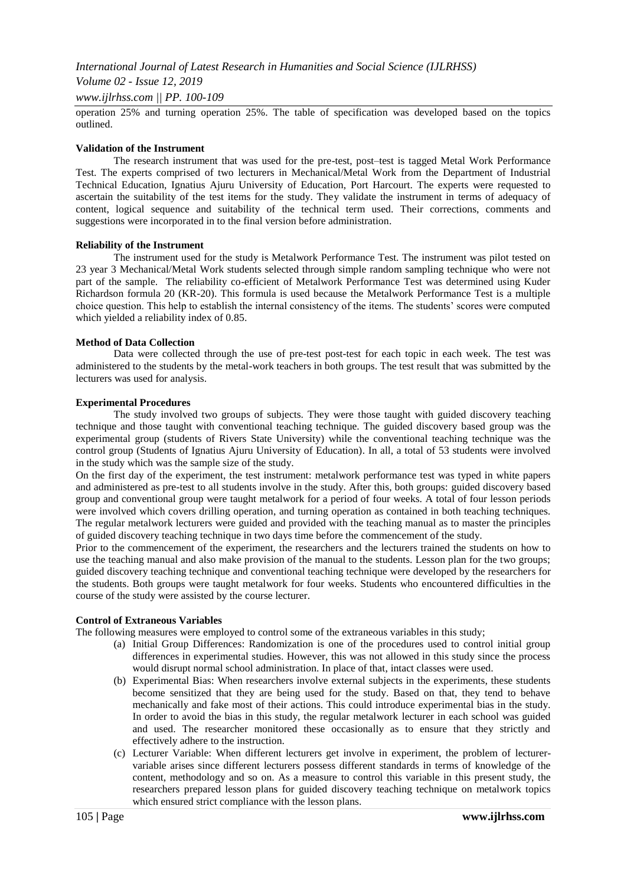operation 25% and turning operation 25%. The table of specification was developed based on the topics outlined.

**Validation of the Instrument**

The research instrument that was used for the pre-test, post–test is tagged Metal Work Performance Test. The experts comprised of two lecturers in Mechanical/Metal Work from the Department of Industrial Technical Education, Ignatius Ajuru University of Education, Port Harcourt. The experts were requested to ascertain the suitability of the test items for the study. They validate the instrument in terms of adequacy of content, logical sequence and suitability of the technical term used. Their corrections, comments and suggestions were incorporated in to the final version before administration.

**Reliability of the Instrument**

The instrument used for the study is Metalwork Performance Test. The instrument was pilot tested on 23 year 3 Mechanical/Metal Work students selected through simple random sampling technique who were not part of the sample. The reliability co-efficient of Metalwork Performance Test was determined using Kuder Richardson formula 20 (KR-20). This formula is used because the Metalwork Performance Test is a multiple choice question. This help to establish the internal consistency of the items. The students' scores were computed which yielded a reliability index of 0.85.

**Method of Data Collection**

Data were collected through the use of pre-test post-test for each topic in each week. The test was administered to the students by the metal-work teachers in both groups. The test result that was submitted by the lecturers was used for analysis.

**Experimental Procedures**

The study involved two groups of subjects. They were those taught with guided discovery teaching technique and those taught with conventional teaching technique. The guided discovery based group was the experimental group (students of Rivers State University) while the conventional teaching technique was the control group (Students of Ignatius Ajuru University of Education). In all, a total of 53 students were involved in the study which was the sample size of the study.

On the first day of the experiment, the test instrument: metalwork performance test was typed in white papers and administered as pre-test to all students involve in the study. After this, both groups: guided discovery based group and conventional group were taught metalwork for a period of four weeks. A total of four lesson periods were involved which covers drilling operation, and turning operation as contained in both teaching techniques. The regular metalwork lecturers were guided and provided with the teaching manual as to master the principles of guided discovery teaching technique in two days time before the commencement of the study.

Prior to the commencement of the experiment, the researchers and the lecturers trained the students on how to use the teaching manual and also make provision of the manual to the students. Lesson plan for the two groups; guided discovery teaching technique and conventional teaching technique were developed by the researchers for the students. Both groups were taught metalwork for four weeks. Students who encountered difficulties in the course of the study were assisted by the course lecturer.

**Control of Extraneous Variables**

The following measures were employed to control some of the extraneous variables in this study;

(a) Initial Group Differences: Randomization is one of the procedures used to control initial group differences in experimental studies. However, this was not allowed in this study since the process would disrupt normal school administration. In place of that, intact classes were used.

(b) Experimental Bias: When researchers involve external subjects in the experiments, these students become sensitized that they are being used for the study. Based on that, they tend to behave mechanically and fake most of their actions. This could introduce experimental bias in the study. In order to avoid the bias in this study, the regular metalwork lecturer in each school was guided and used. The researcher monitored these occasionally as to ensure that they strictly and effectively adhere to the instruction.

(c) Lecturer Variable: When different lecturers get involve in experiment, the problem of lecturer-variable arises since different lecturers possess different standards in terms of knowledge of the content, methodology and so on. As a measure to control this variable in this present study, the researchers prepared lesson plans for guided discovery teaching technique on metalwork topics which ensured strict compliance with the lesson plans.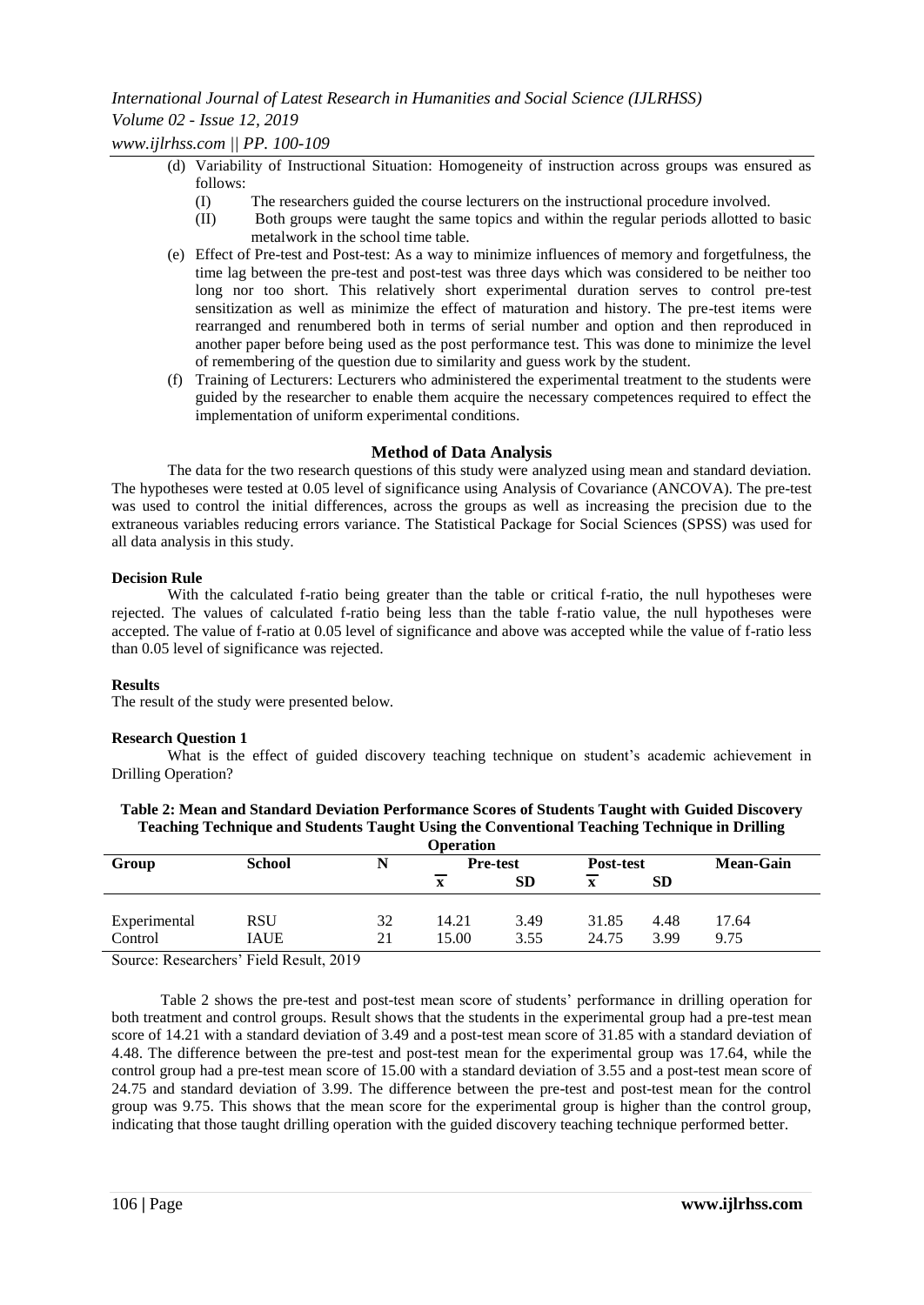(d) Variability of Instructional Situation: Homogeneity of instruction across groups was ensured as follows:
  - (I) The researchers guided the course lecturers on the instructional procedure involved.
  - (II) Both groups were taught the same topics and within the regular periods allotted to basic metalwork in the school time table.

(e) Effect of Pre-test and Post-test: As a way to minimize influences of memory and forgetfulness, the time lag between the pre-test and post-test was three days which was considered to be neither too long nor too short. This relatively short experimental duration serves to control pre-test sensitization as well as minimize the effect of maturation and history. The pre-test items were rearranged and renumbered both in terms of serial number and option and then reproduced in another paper before being used as the post performance test. This was done to minimize the level of remembering of the question due to similarity and guess work by the student.

(f) Training of Lecturers: Lecturers who administered the experimental treatment to the students were guided by the researcher to enable them acquire the necessary competences required to effect the implementation of uniform experimental conditions.

## Method of Data Analysis

The data for the two research questions of this study were analyzed using mean and standard deviation. The hypotheses were tested at 0.05 level of significance using Analysis of Covariance (ANCOVA). The pre-test was used to control the initial differences, across the groups as well as increasing the precision due to the extraneous variables reducing errors variance. The Statistical Package for Social Sciences (SPSS) was used for all data analysis in this study.

### Decision Rule

With the calculated f-ratio being greater than the table or critical f-ratio, the null hypotheses were rejected. The values of calculated f-ratio being less than the table f-ratio value, the null hypotheses were accepted. The value of f-ratio at 0.05 level of significance and above was accepted while the value of f-ratio less than 0.05 level of significance was rejected.

### Results

The result of the study were presented below.

### Research Question 1

What is the effect of guided discovery teaching technique on student's academic achievement in Drilling Operation?

**Table 2: Mean and Standard Deviation Performance Scores of Students Taught with Guided Discovery Teaching Technique and Students Taught Using the Conventional Teaching Technique in Drilling Operation**

| Group | School | N | Pre-test | | Post-test | | Mean-Gain |
|---|---|---|---|---|---|---|---|
| | | | $\bar{x}$ | SD | $\bar{x}$ | SD | |
| Experimental | RSU | 32 | 14.21 | 3.49 | 31.85 | 4.48 | 17.64 |
| Control | IAUE | 21 | 15.00 | 3.55 | 24.75 | 3.99 | 9.75 |

Source: Researchers' Field Result, 2019

Table 2 shows the pre-test and post-test mean score of students' performance in drilling operation for both treatment and control groups. Result shows that the students in the experimental group had a pre-test mean score of 14.21 with a standard deviation of 3.49 and a post-test mean score of 31.85 with a standard deviation of 4.48. The difference between the pre-test and post-test mean for the experimental group was 17.64, while the control group had a pre-test mean score of 15.00 with a standard deviation of 3.55 and a post-test mean score of 24.75 and standard deviation of 3.99. The difference between the pre-test and post-test mean for the control group was 9.75. This shows that the mean score for the experimental group is higher than the control group, indicating that those taught drilling operation with the guided discovery teaching technique performed better.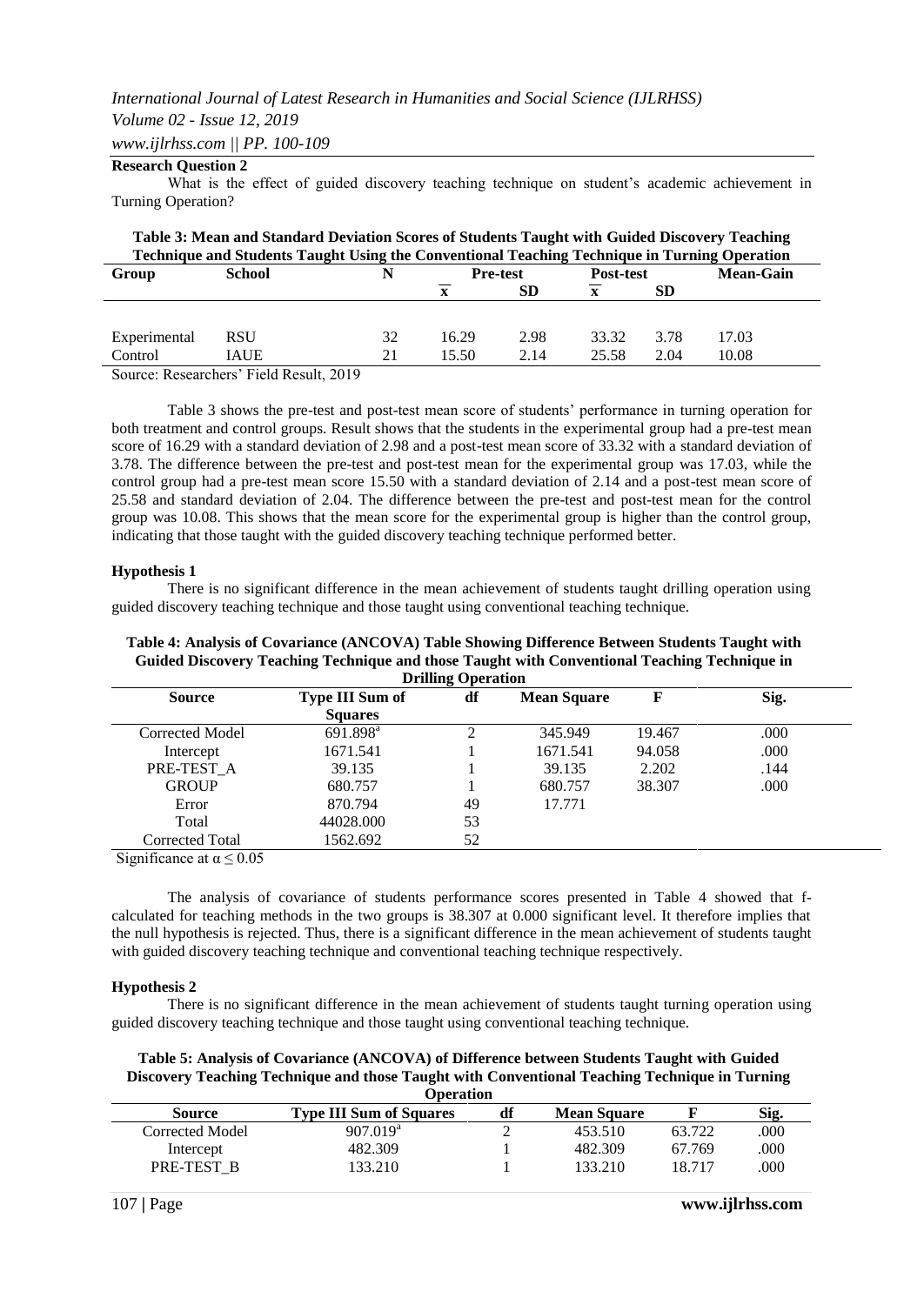**Research Question 2**

What is the effect of guided discovery teaching technique on student's academic achievement in Turning Operation?

**Table 3: Mean and Standard Deviation Scores of Students Taught with Guided Discovery Teaching Technique and Students Taught Using the Conventional Teaching Technique in Turning Operation**

| Group | School | N | Pre-test | | Post-test | | Mean-Gain |
|---|---|---|---|---|---|---|---|
| | | | $\overline{x}$ | SD | $\overline{x}$ | SD | |
| Experimental | RSU | 32 | 16.29 | 2.98 | 33.32 | 3.78 | 17.03 |
| Control | IAUE | 21 | 15.50 | 2.14 | 25.58 | 2.04 | 10.08 |

Source: Researchers' Field Result, 2019

Table 3 shows the pre-test and post-test mean score of students' performance in turning operation for both treatment and control groups. Result shows that the students in the experimental group had a pre-test mean score of 16.29 with a standard deviation of 2.98 and a post-test mean score of 33.32 with a standard deviation of 3.78. The difference between the pre-test and post-test mean for the experimental group was 17.03, while the control group had a pre-test mean score 15.50 with a standard deviation of 2.14 and a post-test mean score of 25.58 and standard deviation of 2.04. The difference between the pre-test and post-test mean for the control group was 10.08. This shows that the mean score for the experimental group is higher than the control group, indicating that those taught with the guided discovery teaching technique performed better.

**Hypothesis 1**

There is no significant difference in the mean achievement of students taught drilling operation using guided discovery teaching technique and those taught using conventional teaching technique.

**Table 4: Analysis of Covariance (ANCOVA) Table Showing Difference Between Students Taught with Guided Discovery Teaching Technique and those Taught with Conventional Teaching Technique in Drilling Operation**

| Source | Type III Sum of Squares | df | Mean Square | F | Sig. |
|---|---|---|---|---|---|
| Corrected Model | 691.898[a] | 2 | 345.949 | 19.467 | .000 |
| Intercept | 1671.541 | 1 | 1671.541 | 94.058 | .000 |
| PRE-TEST_A | 39.135 | 1 | 39.135 | 2.202 | .144 |
| GROUP | 680.757 | 1 | 680.757 | 38.307 | .000 |
| Error | 870.794 | 49 | 17.771 | | |
| Total | 44028.000 | 53 | | | |
| Corrected Total | 1562.692 | 52 | | | |

Significance at $\alpha \leq 0.05$

The analysis of covariance of students performance scores presented in Table 4 showed that f-calculated for teaching methods in the two groups is 38.307 at 0.000 significant level. It therefore implies that the null hypothesis is rejected. Thus, there is a significant difference in the mean achievement of students taught with guided discovery teaching technique and conventional teaching technique respectively.

**Hypothesis 2**

There is no significant difference in the mean achievement of students taught turning operation using guided discovery teaching technique and those taught using conventional teaching technique.

**Table 5: Analysis of Covariance (ANCOVA) of Difference between Students Taught with Guided Discovery Teaching Technique and those Taught with Conventional Teaching Technique in Turning Operation**

| Source | Type III Sum of Squares | df | Mean Square | F | Sig. |
|---|---|---|---|---|---|
| Corrected Model | 907.019[a] | 2 | 453.510 | 63.722 | .000 |
| Intercept | 482.309 | 1 | 482.309 | 67.769 | .000 |
| PRE-TEST_B | 133.210 | 1 | 133.210 | 18.717 | .000 |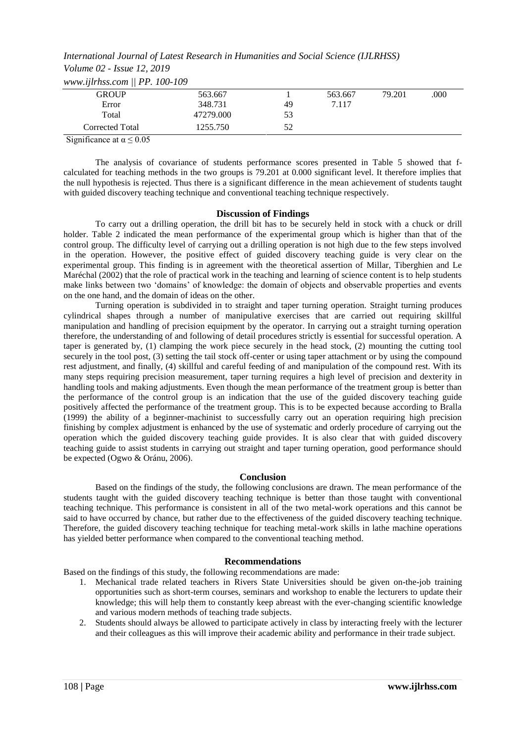| GROUP | 563.667 | 1 | 563.667 | 79.201 | .000 |
|---|---|---|---|---|---|
| Error | 348.731 | 49 | 7.117 | | |
| Total | 47279.000 | 53 | | | |
| Corrected Total | 1255.750 | 52 | | | |

Significance at $\alpha \leq 0.05$

The analysis of covariance of students performance scores presented in Table 5 showed that f-calculated for teaching methods in the two groups is 79.201 at 0.000 significant level. It therefore implies that the null hypothesis is rejected. Thus there is a significant difference in the mean achievement of students taught with guided discovery teaching technique and conventional teaching technique respectively.

## Discussion of Findings

To carry out a drilling operation, the drill bit has to be securely held in stock with a chuck or drill holder. Table 2 indicated the mean performance of the experimental group which is higher than that of the control group. The difficulty level of carrying out a drilling operation is not high due to the few steps involved in the operation. However, the positive effect of guided discovery teaching guide is very clear on the experimental group. This finding is in agreement with the theoretical assertion of Millar, Tiberghien and Le Maréchal (2002) that the role of practical work in the teaching and learning of science content is to help students make links between two 'domains' of knowledge: the domain of objects and observable properties and events on the one hand, and the domain of ideas on the other.

Turning operation is subdivided in to straight and taper turning operation. Straight turning produces cylindrical shapes through a number of manipulative exercises that are carried out requiring skillful manipulation and handling of precision equipment by the operator. In carrying out a straight turning operation therefore, the understanding of and following of detail procedures strictly is essential for successful operation. A taper is generated by, (1) clamping the work piece securely in the head stock, (2) mounting the cutting tool securely in the tool post, (3) setting the tail stock off-center or using taper attachment or by using the compound rest adjustment, and finally, (4) skillful and careful feeding of and manipulation of the compound rest. With its many steps requiring precision measurement, taper turning requires a high level of precision and dexterity in handling tools and making adjustments. Even though the mean performance of the treatment group is better than the performance of the control group is an indication that the use of the guided discovery teaching guide positively affected the performance of the treatment group. This is to be expected because according to Bralla (1999) the ability of a beginner-machinist to successfully carry out an operation requiring high precision finishing by complex adjustment is enhanced by the use of systematic and orderly procedure of carrying out the operation which the guided discovery teaching guide provides. It is also clear that with guided discovery teaching guide to assist students in carrying out straight and taper turning operation, good performance should be expected (Ogwo & Oránu, 2006).

## Conclusion

Based on the findings of the study, the following conclusions are drawn. The mean performance of the students taught with the guided discovery teaching technique is better than those taught with conventional teaching technique. This performance is consistent in all of the two metal-work operations and this cannot be said to have occurred by chance, but rather due to the effectiveness of the guided discovery teaching technique. Therefore, the guided discovery teaching technique for teaching metal-work skills in lathe machine operations has yielded better performance when compared to the conventional teaching method.

## Recommendations

Based on the findings of this study, the following recommendations are made:

1. Mechanical trade related teachers in Rivers State Universities should be given on-the-job training opportunities such as short-term courses, seminars and workshop to enable the lecturers to update their knowledge; this will help them to constantly keep abreast with the ever-changing scientific knowledge and various modern methods of teaching trade subjects.
2. Students should always be allowed to participate actively in class by interacting freely with the lecturer and their colleagues as this will improve their academic ability and performance in their trade subject.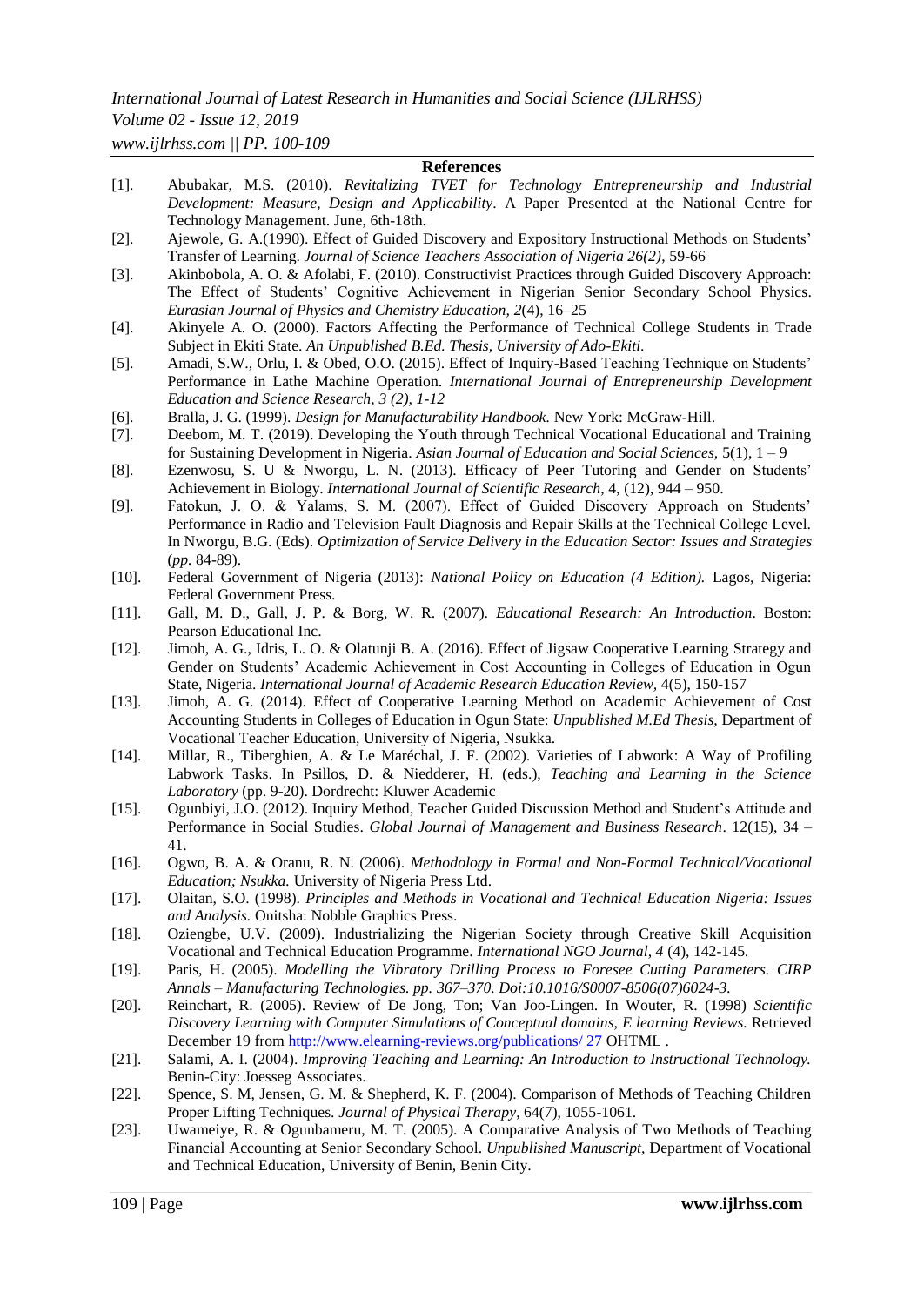## References

[1]. Abubakar, M.S. (2010). *Revitalizing TVET for Technology Entrepreneurship and Industrial Development: Measure, Design and Applicability*. A Paper Presented at the National Centre for Technology Management. June, 6th-18th.

[2]. Ajewole, G. A.(1990). Effect of Guided Discovery and Expository Instructional Methods on Students' Transfer of Learning. *Journal of Science Teachers Association of Nigeria 26(2)*, 59-66

[3]. Akinbobola, A. O. & Afolabi, F. (2010). Constructivist Practices through Guided Discovery Approach: The Effect of Students' Cognitive Achievement in Nigerian Senior Secondary School Physics. *Eurasian Journal of Physics and Chemistry Education, 2*(4), 16–25

[4]. Akinyele A. O. (2000). Factors Affecting the Performance of Technical College Students in Trade Subject in Ekiti State. *An Unpublished B.Ed. Thesis, University of Ado-Ekiti.*

[5]. Amadi, S.W., Orlu, I. & Obed, O.O. (2015). Effect of Inquiry-Based Teaching Technique on Students' Performance in Lathe Machine Operation. *International Journal of Entrepreneurship Development Education and Science Research, 3 (2), 1-12*

[6]. Bralla, J. G. (1999). *Design for Manufacturability Handbook*. New York: McGraw-Hill.

[7]. Deebom, M. T. (2019). Developing the Youth through Technical Vocational Educational and Training for Sustaining Development in Nigeria. *Asian Journal of Education and Social Sciences,* 5(1), 1 – 9

[8]. Ezenwosu, S. U & Nworgu, L. N. (2013). Efficacy of Peer Tutoring and Gender on Students' Achievement in Biology. *International Journal of Scientific Research*, 4, (12), 944 – 950.

[9]. Fatokun, J. O. & Yalams, S. M. (2007). Effect of Guided Discovery Approach on Students' Performance in Radio and Television Fault Diagnosis and Repair Skills at the Technical College Level. In Nworgu, B.G. (Eds). *Optimization of Service Delivery in the Education Sector: Issues and Strategies* (*pp.* 84-89).

[10]. Federal Government of Nigeria (2013): *National Policy on Education (4 Edition).* Lagos, Nigeria: Federal Government Press.

[11]. Gall, M. D., Gall, J. P. & Borg, W. R. (2007). *Educational Research: An Introduction*. Boston: Pearson Educational Inc.

[12]. Jimoh, A. G., Idris, L. O. & Olatunji B. A. (2016). Effect of Jigsaw Cooperative Learning Strategy and Gender on Students' Academic Achievement in Cost Accounting in Colleges of Education in Ogun State, Nigeria. *International Journal of Academic Research Education Review,* 4(5), 150-157

[13]. Jimoh, A. G. (2014). Effect of Cooperative Learning Method on Academic Achievement of Cost Accounting Students in Colleges of Education in Ogun State: *Unpublished M.Ed Thesis,* Department of Vocational Teacher Education, University of Nigeria, Nsukka.

[14]. Millar, R., Tiberghien, A. & Le Maréchal, J. F. (2002). Varieties of Labwork: A Way of Profiling Labwork Tasks. In Psillos, D. & Niedderer, H. (eds.), *Teaching and Learning in the Science Laboratory* (pp. 9-20). Dordrecht: Kluwer Academic

[15]. Ogunbiyi, J.O. (2012). Inquiry Method, Teacher Guided Discussion Method and Student's Attitude and Performance in Social Studies. *Global Journal of Management and Business Research*. 12(15), 34 – 41.

[16]. Ogwo, B. A. & Oranu, R. N. (2006). *Methodology in Formal and Non-Formal Technical/Vocational Education; Nsukka.* University of Nigeria Press Ltd.

[17]. Olaitan, S.O. (1998). *Principles and Methods in Vocational and Technical Education Nigeria: Issues and Analysis.* Onitsha: Nobble Graphics Press.

[18]. Oziengbe, U.V. (2009). Industrializing the Nigerian Society through Creative Skill Acquisition Vocational and Technical Education Programme. *International NGO Journal, 4* (4), 142-145.

[19]. Paris, H. (2005). *Modelling the Vibratory Drilling Process to Foresee Cutting Parameters. CIRP Annals – Manufacturing Technologies. pp. 367–370. Doi:10.1016/S0007-8506(07)6024-3.*

[20]. Reinchart, R. (2005). Review of De Jong, Ton; Van Joo-Lingen. In Wouter, R. (1998) *Scientific Discovery Learning with Computer Simulations of Conceptual domains, E learning Reviews.* Retrieved December 19 from http://www.elearning-reviews.org/publications/ 27 OHTML .

[21]. Salami, A. I. (2004). *Improving Teaching and Learning: An Introduction to Instructional Technology.* Benin-City: Joesseg Associates.

[22]. Spence, S. M, Jensen, G. M. & Shepherd, K. F. (2004). Comparison of Methods of Teaching Children Proper Lifting Techniques. *Journal of Physical Therapy*, 64(7), 1055-1061.

[23]. Uwameiye, R. & Ogunbameru, M. T. (2005). A Comparative Analysis of Two Methods of Teaching Financial Accounting at Senior Secondary School. *Unpublished Manuscript,* Department of Vocational and Technical Education, University of Benin, Benin City.